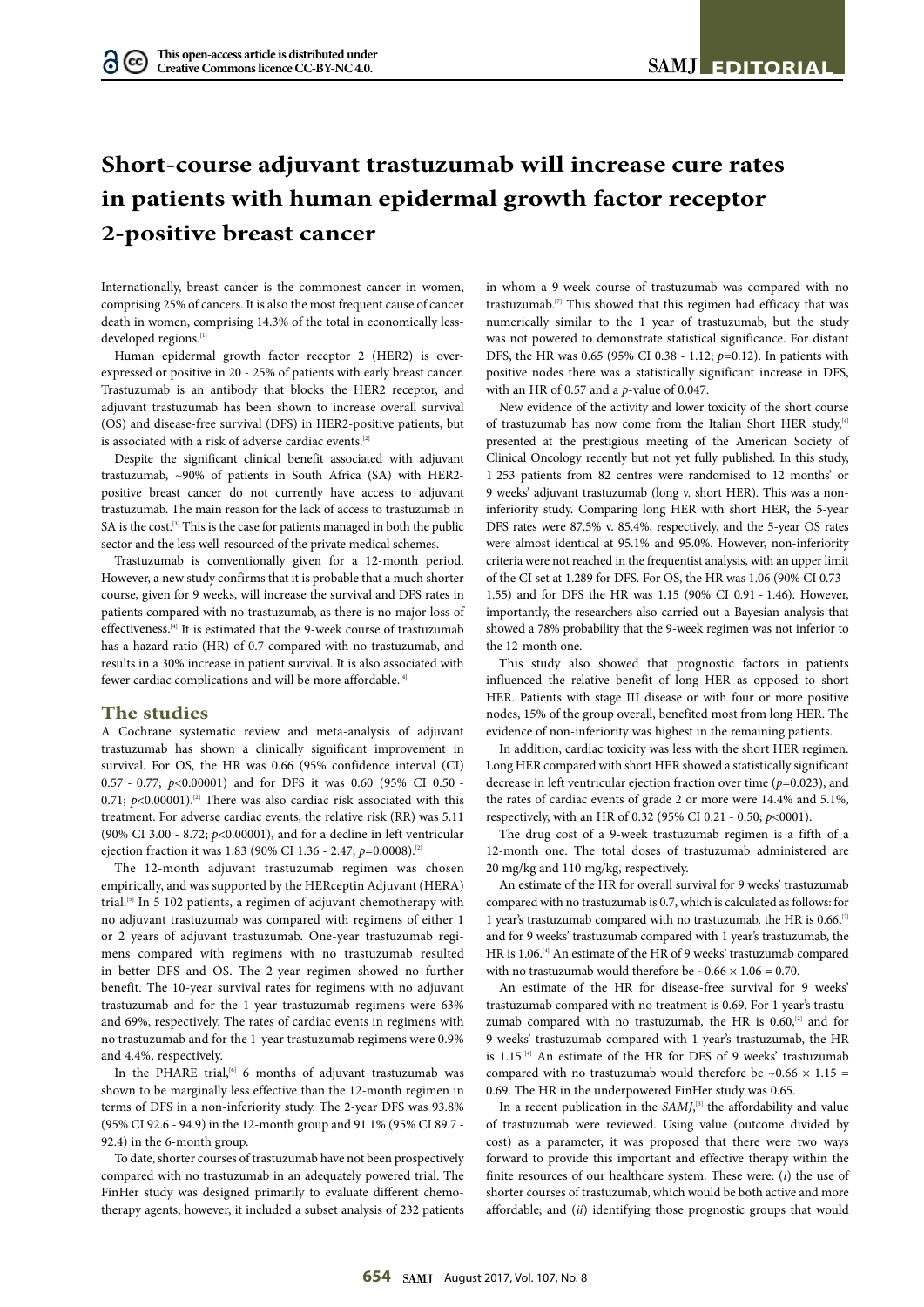# Short-course adjuvant trastuzumab will increase cure rates in patients with human epidermal growth factor receptor 2-positive breast cancer

Internationally, breast cancer is the commonest cancer in women, comprising 25% of cancers. It is also the most frequent cause of cancer death in women, comprising 14.3% of the total in economically less-developed regions.[1]

Human epidermal growth factor receptor 2 (HER2) is over-expressed or positive in 20 - 25% of patients with early breast cancer. Trastuzumab is an antibody that blocks the HER2 receptor, and adjuvant trastuzumab has been shown to increase overall survival (OS) and disease-free survival (DFS) in HER2-positive patients, but is associated with a risk of adverse cardiac events.[2]

Despite the significant clinical benefit associated with adjuvant trastuzumab, ~90% of patients in South Africa (SA) with HER2-positive breast cancer do not currently have access to adjuvant trastuzumab. The main reason for the lack of access to trastuzumab in SA is the cost.[3] This is the case for patients managed in both the public sector and the less well-resourced of the private medical schemes.

Trastuzumab is conventionally given for a 12-month period. However, a new study confirms that it is probable that a much shorter course, given for 9 weeks, will increase the survival and DFS rates in patients compared with no trastuzumab, as there is no major loss of effectiveness.[4] It is estimated that the 9-week course of trastuzumab has a hazard ratio (HR) of 0.7 compared with no trastuzumab, and results in a 30% increase in patient survival. It is also associated with fewer cardiac complications and will be more affordable.[4]

## The studies

A Cochrane systematic review and meta-analysis of adjuvant trastuzumab has shown a clinically significant improvement in survival. For OS, the HR was 0.66 (95% confidence interval (CI) 0.57 - 0.77; $p<0.00001$) and for DFS it was 0.60 (95% CI 0.50 - 0.71; $p<0.00001$).[2] There was also cardiac risk associated with this treatment. For adverse cardiac events, the relative risk (RR) was 5.11 (90% CI 3.00 - 8.72; $p<0.00001$), and for a decline in left ventricular ejection fraction it was 1.83 (90% CI 1.36 - 2.47; $p=0.0008$).[2]

The 12-month adjuvant trastuzumab regimen was chosen empirically, and was supported by the HERceptin Adjuvant (HERA) trial.[5] In 5 102 patients, a regimen of adjuvant chemotherapy with no adjuvant trastuzumab was compared with regimens of either 1 or 2 years of adjuvant trastuzumab. One-year trastuzumab regimens compared with regimens with no trastuzumab resulted in better DFS and OS. The 2-year regimen showed no further benefit. The 10-year survival rates for regimens with no adjuvant trastuzumab and for the 1-year trastuzumab regimens were 63% and 69%, respectively. The rates of cardiac events in regimens with no trastuzumab and for the 1-year trastuzumab regimens were 0.9% and 4.4%, respectively.

In the PHARE trial,[6] 6 months of adjuvant trastuzumab was shown to be marginally less effective than the 12-month regimen in terms of DFS in a non-inferiority study. The 2-year DFS was 93.8% (95% CI 92.6 - 94.9) in the 12-month group and 91.1% (95% CI 89.7 - 92.4) in the 6-month group.

To date, shorter courses of trastuzumab have not been prospectively compared with no trastuzumab in an adequately powered trial. The FinHer study was designed primarily to evaluate different chemotherapy agents; however, it included a subset analysis of 232 patients in whom a 9-week course of trastuzumab was compared with no trastuzumab.[7] This showed that this regimen had efficacy that was numerically similar to the 1 year of trastuzumab, but the study was not powered to demonstrate statistical significance. For distant DFS, the HR was 0.65 (95% CI 0.38 - 1.12; $p=0.12$). In patients with positive nodes there was a statistically significant increase in DFS, with an HR of 0.57 and a $p$-value of 0.047.

New evidence of the activity and lower toxicity of the short course of trastuzumab has now come from the Italian Short HER study,[4] presented at the prestigious meeting of the American Society of Clinical Oncology recently but not yet fully published. In this study, 1 253 patients from 82 centres were randomised to 12 months' or 9 weeks' adjuvant trastuzumab (long v. short HER). This was a non-inferiority study. Comparing long HER with short HER, the 5-year DFS rates were 87.5% v. 85.4%, respectively, and the 5-year OS rates were almost identical at 95.1% and 95.0%. However, non-inferiority criteria were not reached in the frequentist analysis, with an upper limit of the CI set at 1.289 for DFS. For OS, the HR was 1.06 (90% CI 0.73 - 1.55) and for DFS the HR was 1.15 (90% CI 0.91 - 1.46). However, importantly, the researchers also carried out a Bayesian analysis that showed a 78% probability that the 9-week regimen was not inferior to the 12-month one.

This study also showed that prognostic factors in patients influenced the relative benefit of long HER as opposed to short HER. Patients with stage III disease or with four or more positive nodes, 15% of the group overall, benefited most from long HER. The evidence of non-inferiority was highest in the remaining patients.

In addition, cardiac toxicity was less with the short HER regimen. Long HER compared with short HER showed a statistically significant decrease in left ventricular ejection fraction over time ($p=0.023$), and the rates of cardiac events of grade 2 or more were 14.4% and 5.1%, respectively, with an HR of 0.32 (95% CI 0.21 - 0.50; $p<0001$).

The drug cost of a 9-week trastuzumab regimen is a fifth of a 12-month one. The total doses of trastuzumab administered are 20 mg/kg and 110 mg/kg, respectively.

An estimate of the HR for overall survival for 9 weeks' trastuzumab compared with no trastuzumab is 0.7, which is calculated as follows: for 1 year's trastuzumab compared with no trastuzumab, the HR is 0.66,[2] and for 9 weeks' trastuzumab compared with 1 year's trastuzumab, the HR is 1.06.[4] An estimate of the HR of 9 weeks' trastuzumab compared with no trastuzumab would therefore be $\sim 0.66 \times 1.06 = 0.70$.

An estimate of the HR for disease-free survival for 9 weeks' trastuzumab compared with no treatment is 0.69. For 1 year's trastuzumab compared with no trastuzumab, the HR is 0.60,[2] and for 9 weeks' trastuzumab compared with 1 year's trastuzumab, the HR is 1.15.[4] An estimate of the HR for DFS of 9 weeks' trastuzumab compared with no trastuzumab would therefore be $\sim 0.66 \times 1.15 = 0.69$. The HR in the underpowered FinHer study was 0.65.

In a recent publication in the *SAMJ*,[3] the affordability and value of trastuzumab were reviewed. Using value (outcome divided by cost) as a parameter, it was proposed that there were two ways forward to provide this important and effective therapy within the finite resources of our healthcare system. These were: (*i*) the use of shorter courses of trastuzumab, which would be both active and more affordable; and (*ii*) identifying those prognostic groups that would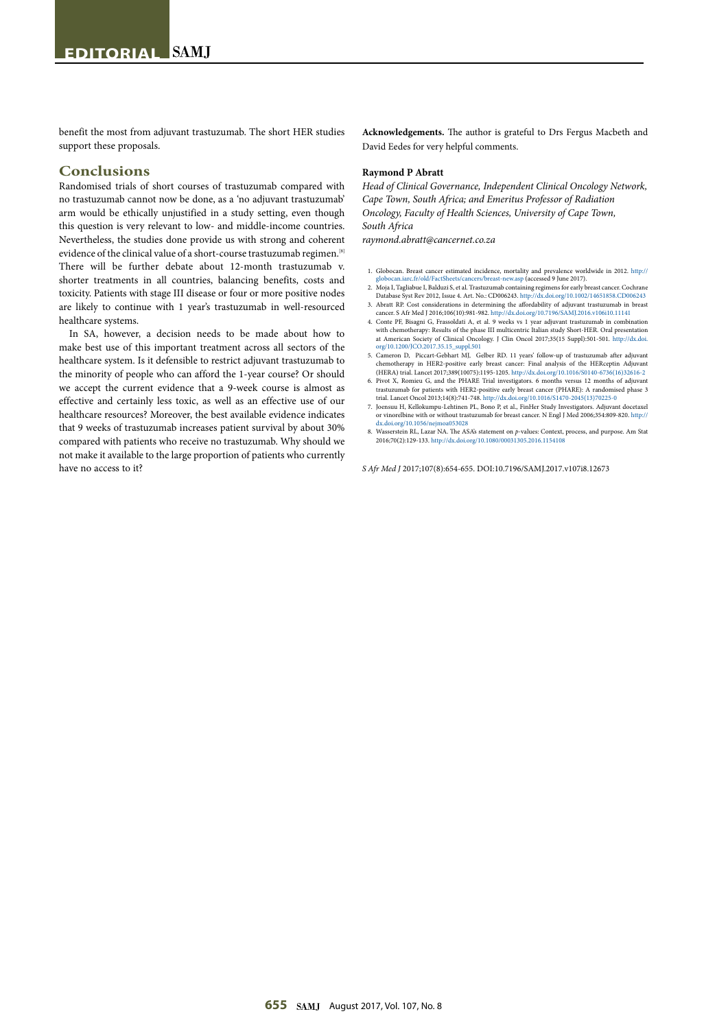benefit the most from adjuvant trastuzumab. The short HER studies support these proposals.

## Conclusions

Randomised trials of short courses of trastuzumab compared with no trastuzumab cannot now be done, as a 'no adjuvant trastuzumab' arm would be ethically unjustified in a study setting, even though this question is very relevant to low- and middle-income countries. Nevertheless, the studies done provide us with strong and coherent evidence of the clinical value of a short-course trastuzumab regimen.[8] There will be further debate about 12-month trastuzumab v. shorter treatments in all countries, balancing benefits, costs and toxicity. Patients with stage III disease or four or more positive nodes are likely to continue with 1 year's trastuzumab in well-resourced healthcare systems.

In SA, however, a decision needs to be made about how to make best use of this important treatment across all sectors of the healthcare system. Is it defensible to restrict adjuvant trastuzumab to the minority of people who can afford the 1-year course? Or should we accept the current evidence that a 9-week course is almost as effective and certainly less toxic, as well as an effective use of our healthcare resources? Moreover, the best available evidence indicates that 9 weeks of trastuzumab increases patient survival by about 30% compared with patients who receive no trastuzumab. Why should we not make it available to the large proportion of patients who currently have no access to it?

**Acknowledgements.** The author is grateful to Drs Fergus Macbeth and David Eedes for very helpful comments.

**Raymond P Abratt**

*Head of Clinical Governance, Independent Clinical Oncology Network, Cape Town, South Africa; and Emeritus Professor of Radiation Oncology, Faculty of Health Sciences, University of Cape Town, South Africa*

*raymond.abratt@cancernet.co.za*

1. Globocan. Breast cancer estimated incidence, mortality and prevalence worldwide in 2012. http://globocan.iarc.fr/old/FactSheets/cancers/breast-new.asp (accessed 9 June 2017).
2. Moja I, Tagliabue I, Balduzi S, et al. Trastuzumab containing regimens for early breast cancer. Cochrane Database Syst Rev 2012, Issue 4. Art. No.: CD006243. http://dx.doi.org/10.1002/14651858.CD006243
3. Abratt RP. Cost considerations in determining the affordability of adjuvant trastuzumab in breast cancer. S Afr Med J 2016;106(10):981-982. http://dx.doi.org/10.7196/SAMJ.2016.v106i10.11141
4. Conte PF, Bisagni G, Frassoldati A, et al. 9 weeks vs 1 year adjuvant trastuzumab in combination with chemotherapy: Results of the phase III multicentric Italian study Short-HER. Oral presentation at American Society of Clinical Oncology. J Clin Oncol 2017;35(15 Suppl):501-501. http://dx.doi.org/10.1200/JCO.2017.35.15_suppl.501
5. Cameron D, Piccart-Gebhart MJ, Gelber RD. 11 years' follow-up of trastuzumab after adjuvant chemotherapy in HER2-positive early breast cancer: Final analysis of the HERceptin Adjuvant (HERA) trial. Lancet 2017;389(10075):1195-1205. http://dx.doi.org/10.1016/S0140-6736(16)32616-2
6. Pivot X, Romieu G, and the PHARE Trial investigators. 6 months versus 12 months of adjuvant trastuzumab for patients with HER2-positive early breast cancer (PHARE): A randomised phase 3 trial. Lancet Oncol 2013;14(8):741-748. http://dx.doi.org/10.1016/S1470-2045(13)70225-0
7. Joensuu H, Kellokumpu-Lehtinen PL, Bono P, et al., FinHer Study Investigators. Adjuvant docetaxel or vinorelbine with or without trastuzumab for breast cancer. N Engl J Med 2006;354:809-820. http://dx.doi.org/10.1056/nejmoa053028
8. Wasserstein RL, Lazar NA. The ASA's statement on *p*-values: Context, process, and purpose. Am Stat 2016;70(2):129-133. http://dx.doi.org/10.1080/00031305.2016.1154108

*S Afr Med J* 2017;107(8):654-655. DOI:10.7196/SAMJ.2017.v107i8.12673